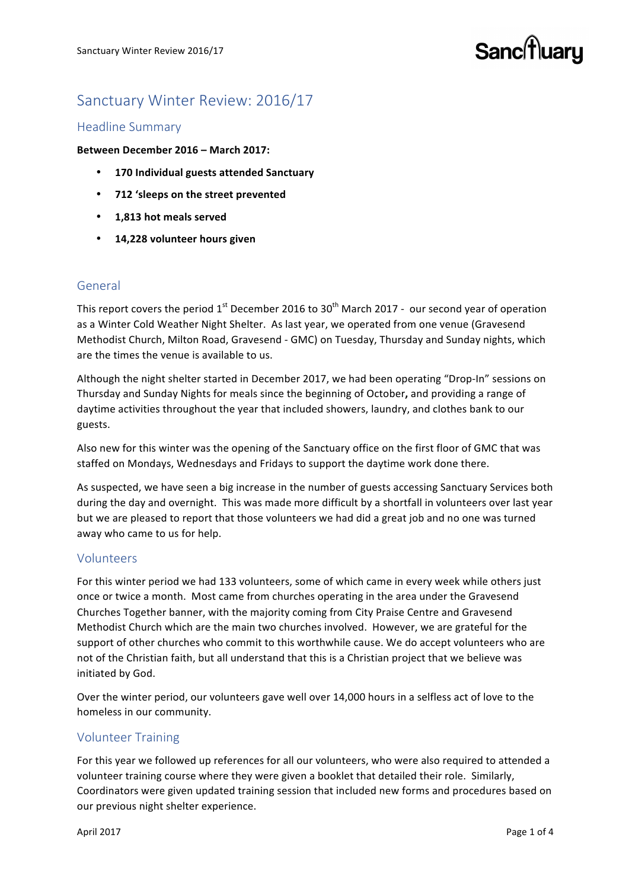# Sanctuary Winter Review: 2016/17

## Headline Summary

**Between December 2016 – March 2017:**

- **170 Individual guests attended Sanctuary**
- **712 'sleeps on the street prevented**
- **1,813 hot meals served**
- **14,228 volunteer hours given**

## General

This report covers the period 1st December 2016 to 30th March 2017 - our second year of operation as a Winter Cold Weather Night Shelter. As last year, we operated from one venue (Gravesend Methodist Church, Milton Road, Gravesend - GMC) on Tuesday, Thursday and Sunday nights, which are the times the venue is available to us.

Although the night shelter started in December 2017, we had been operating "Drop-In" sessions on Thursday and Sunday Nights for meals since the beginning of October**,** and providing a range of daytime activities throughout the year that included showers, laundry, and clothes bank to our guests.

Also new for this winter was the opening of the Sanctuary office on the first floor of GMC that was staffed on Mondays, Wednesdays and Fridays to support the daytime work done there.

As suspected, we have seen a big increase in the number of guests accessing Sanctuary Services both during the day and overnight. This was made more difficult by a shortfall in volunteers over last year but we are pleased to report that those volunteers we had did a great job and no one was turned away who came to us for help.

## Volunteers

For this winter period we had 133 volunteers, some of which came in every week while others just once or twice a month. Most came from churches operating in the area under the Gravesend Churches Together banner, with the majority coming from City Praise Centre and Gravesend Methodist Church which are the main two churches involved. However, we are grateful for the support of other churches who commit to this worthwhile cause. We do accept volunteers who are not of the Christian faith, but all understand that this is a Christian project that we believe was initiated by God.

Over the winter period, our volunteers gave well over 14,000 hours in a selfless act of love to the homeless in our community.

## Volunteer Training

For this year we followed up references for all our volunteers, who were also required to attended a volunteer training course where they were given a booklet that detailed their role. Similarly, Coordinators were given updated training session that included new forms and procedures based on our previous night shelter experience.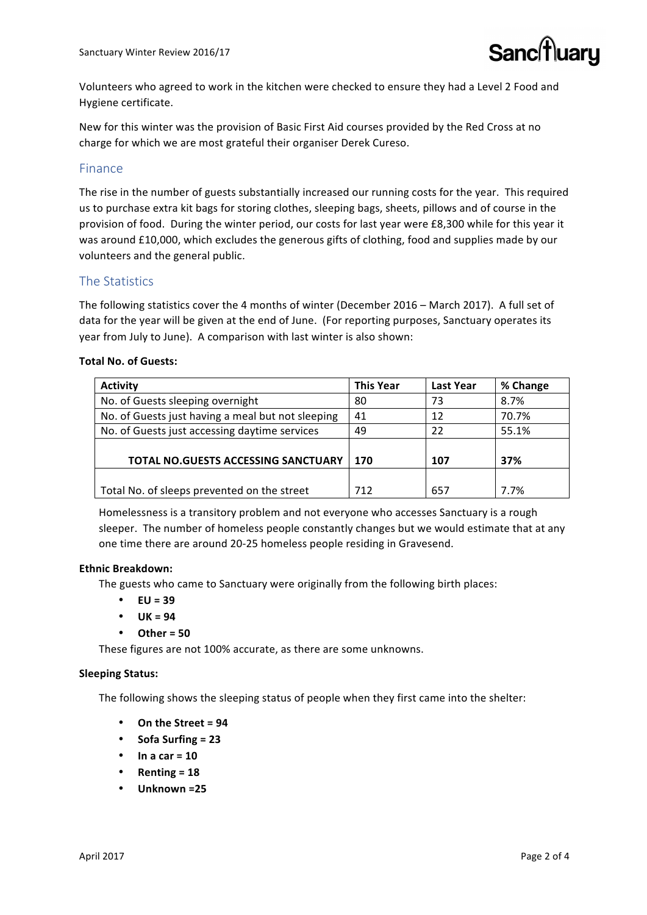Volunteers who agreed to work in the kitchen were checked to ensure they had a Level 2 Food and Hygiene certificate.

New for this winter was the provision of Basic First Aid courses provided by the Red Cross at no charge for which we are most grateful their organiser Derek Cureso.

## Finance

The rise in the number of guests substantially increased our running costs for the year. This required us to purchase extra kit bags for storing clothes, sleeping bags, sheets, pillows and of course in the provision of food. During the winter period, our costs for last year were £8,300 while for this year it was around £10,000, which excludes the generous gifts of clothing, food and supplies made by our volunteers and the general public.

## The Statistics

The following statistics cover the 4 months of winter (December 2016 – March 2017). A full set of data for the year will be given at the end of June. (For reporting purposes, Sanctuary operates its year from July to June). A comparison with last winter is also shown:

**Total No. of Guests:**

| Activity | This Year | Last Year | % Change |
|---|---|---|---|
| No. of Guests sleeping overnight | 80 | 73 | 8.7% |
| No. of Guests just having a meal but not sleeping | 41 | 12 | 70.7% |
| No. of Guests just accessing daytime services | 49 | 22 | 55.1% |
| **TOTAL NO.GUESTS ACCESSING SANCTUARY** | **170** | **107** | **37%** |
| Total No. of sleeps prevented on the street | 712 | 657 | 7.7% |

Homelessness is a transitory problem and not everyone who accesses Sanctuary is a rough sleeper. The number of homeless people constantly changes but we would estimate that at any one time there are around 20-25 homeless people residing in Gravesend.

**Ethnic Breakdown:**

The guests who came to Sanctuary were originally from the following birth places:

- **EU = 39**
- **UK = 94**
- **Other = 50**

These figures are not 100% accurate, as there are some unknowns.

**Sleeping Status:**

The following shows the sleeping status of people when they first came into the shelter:

- **On the Street = 94**
- **Sofa Surfing = 23**
- **In a car = 10**
- **Renting = 18**
- **Unknown =25**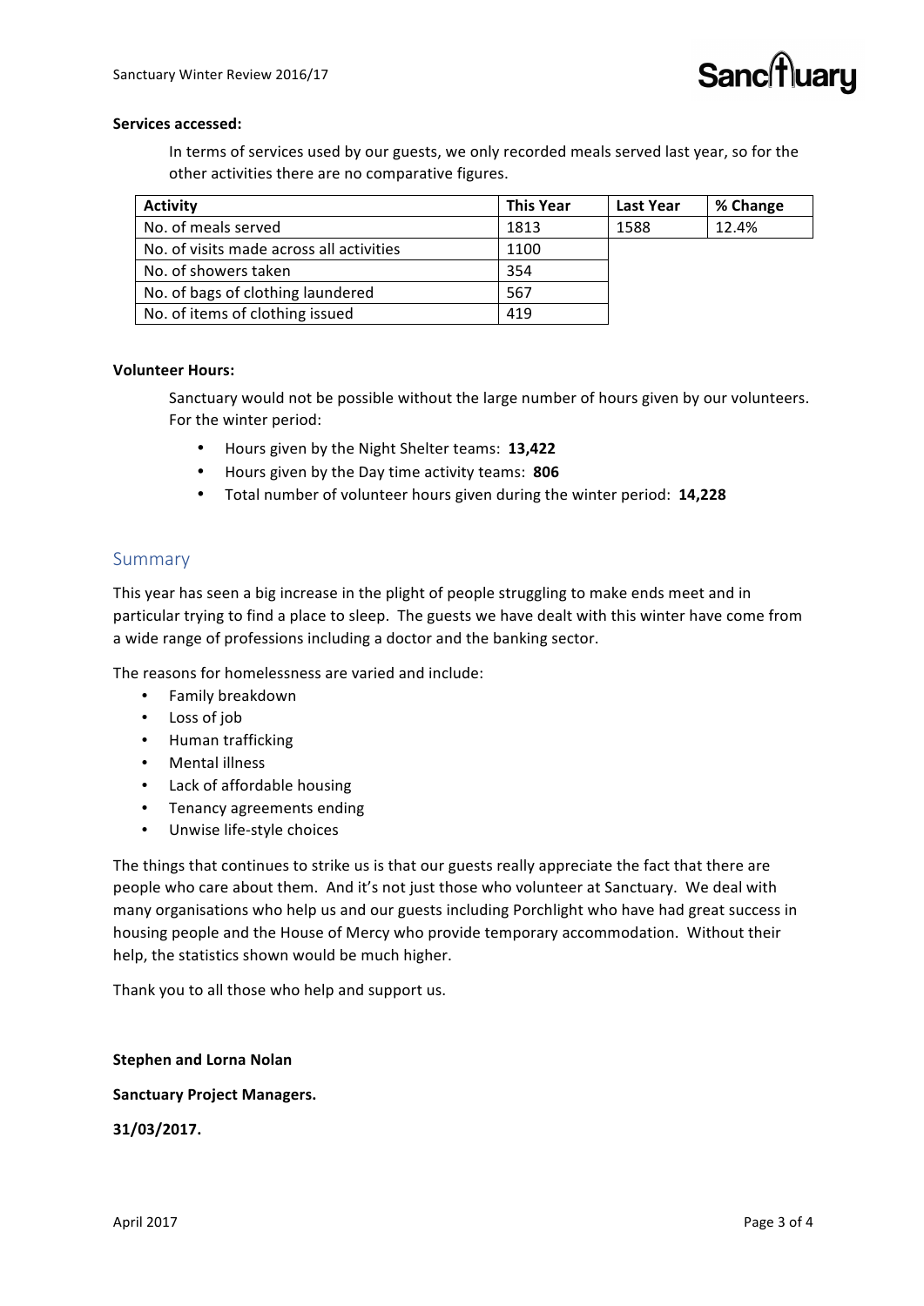**Services accessed:**

In terms of services used by our guests, we only recorded meals served last year, so for the other activities there are no comparative figures.

| Activity | This Year | Last Year | % Change |
|---|---|---|---|
| No. of meals served | 1813 | 1588 | 12.4% |
| No. of visits made across all activities | 1100 | | |
| No. of showers taken | 354 | | |
| No. of bags of clothing laundered | 567 | | |
| No. of items of clothing issued | 419 | | |

**Volunteer Hours:**

Sanctuary would not be possible without the large number of hours given by our volunteers. For the winter period:

- Hours given by the Night Shelter teams: **13,422**
- Hours given by the Day time activity teams: **806**
- Total number of volunteer hours given during the winter period: **14,228**

## Summary

This year has seen a big increase in the plight of people struggling to make ends meet and in particular trying to find a place to sleep. The guests we have dealt with this winter have come from a wide range of professions including a doctor and the banking sector.

The reasons for homelessness are varied and include:

- Family breakdown
- Loss of job
- Human trafficking
- Mental illness
- Lack of affordable housing
- Tenancy agreements ending
- Unwise life-style choices

The things that continues to strike us is that our guests really appreciate the fact that there are people who care about them. And it's not just those who volunteer at Sanctuary. We deal with many organisations who help us and our guests including Porchlight who have had great success in housing people and the House of Mercy who provide temporary accommodation. Without their help, the statistics shown would be much higher.

Thank you to all those who help and support us.

**Stephen and Lorna Nolan**

**Sanctuary Project Managers.**

**31/03/2017.**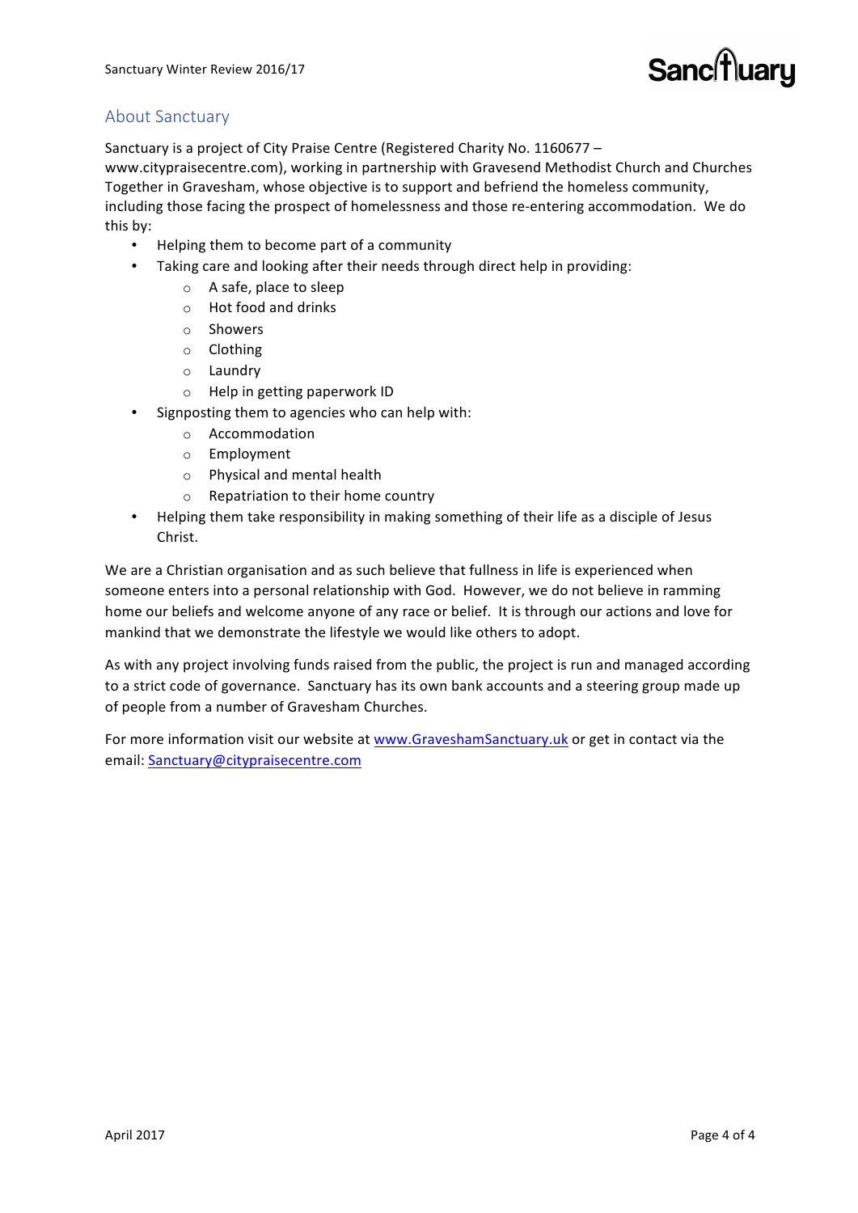## About Sanctuary

Sanctuary is a project of City Praise Centre (Registered Charity No. 1160677 – www.citypraisecentre.com), working in partnership with Gravesend Methodist Church and Churches Together in Gravesham, whose objective is to support and befriend the homeless community, including those facing the prospect of homelessness and those re-entering accommodation. We do this by:

- Helping them to become part of a community
- Taking care and looking after their needs through direct help in providing:
    - A safe, place to sleep
    - Hot food and drinks
    - Showers
    - Clothing
    - Laundry
    - Help in getting paperwork ID
- Signposting them to agencies who can help with:
    - Accommodation
    - Employment
    - Physical and mental health
    - Repatriation to their home country
- Helping them take responsibility in making something of their life as a disciple of Jesus Christ.

We are a Christian organisation and as such believe that fullness in life is experienced when someone enters into a personal relationship with God. However, we do not believe in ramming home our beliefs and welcome anyone of any race or belief. It is through our actions and love for mankind that we demonstrate the lifestyle we would like others to adopt.

As with any project involving funds raised from the public, the project is run and managed according to a strict code of governance. Sanctuary has its own bank accounts and a steering group made up of people from a number of Gravesham Churches.

For more information visit our website at [www.GraveshamSanctuary.uk](http://www.GraveshamSanctuary.uk) or get in contact via the email: [Sanctuary@citypraisecentre.com](mailto:Sanctuary@citypraisecentre.com)